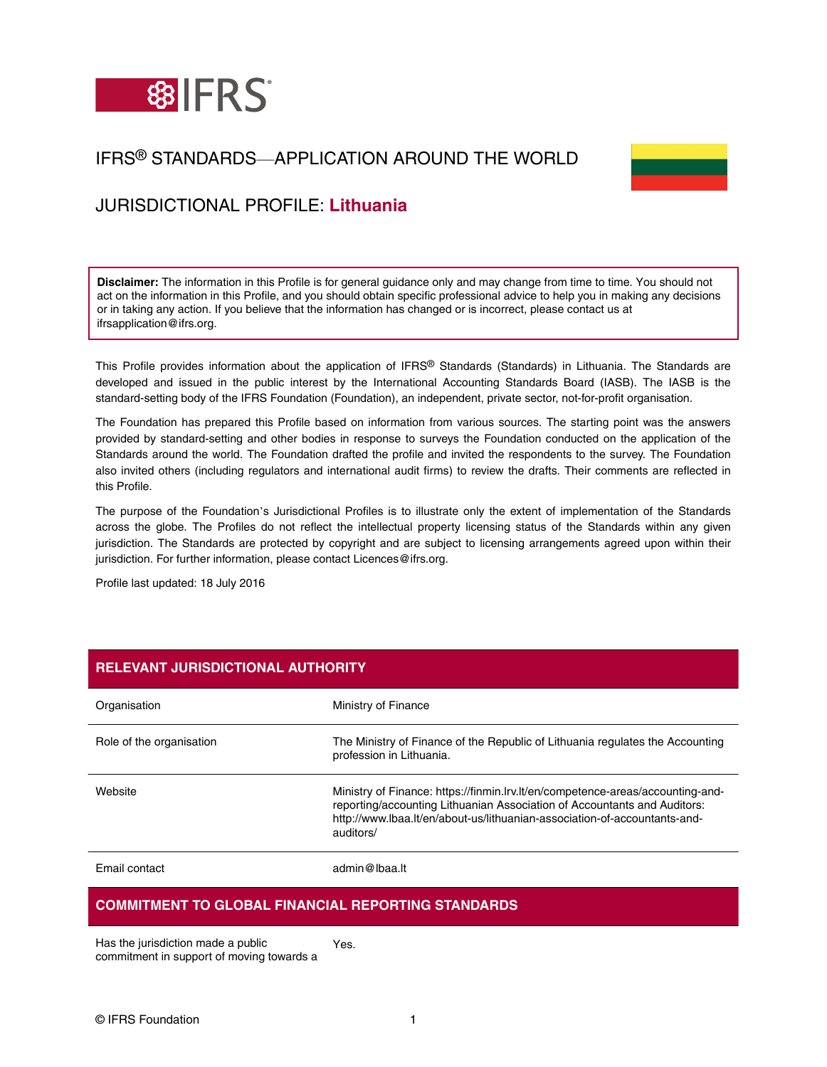# IFRS® STANDARDS—APPLICATION AROUND THE WORLD

## JURISDICTIONAL PROFILE: Lithuania

**Disclaimer:** The information in this Profile is for general guidance only and may change from time to time. You should not act on the information in this Profile, and you should obtain specific professional advice to help you in making any decisions or in taking any action. If you believe that the information has changed or is incorrect, please contact us at ifrsapplication@ifrs.org.

This Profile provides information about the application of IFRS® Standards (Standards) in Lithuania. The Standards are developed and issued in the public interest by the International Accounting Standards Board (IASB). The IASB is the standard-setting body of the IFRS Foundation (Foundation), an independent, private sector, not-for-profit organisation.

The Foundation has prepared this Profile based on information from various sources. The starting point was the answers provided by standard-setting and other bodies in response to surveys the Foundation conducted on the application of the Standards around the world. The Foundation drafted the profile and invited the respondents to the survey. The Foundation also invited others (including regulators and international audit firms) to review the drafts. Their comments are reflected in this Profile.

The purpose of the Foundation's Jurisdictional Profiles is to illustrate only the extent of implementation of the Standards across the globe. The Profiles do not reflect the intellectual property licensing status of the Standards within any given jurisdiction. The Standards are protected by copyright and are subject to licensing arrangements agreed upon within their jurisdiction. For further information, please contact Licences@ifrs.org.

Profile last updated: 18 July 2016

## RELEVANT JURISDICTIONAL AUTHORITY

| | |
|---|---|
| Organisation | Ministry of Finance |
| Role of the organisation | The Ministry of Finance of the Republic of Lithuania regulates the Accounting profession in Lithuania. |
| Website | Ministry of Finance: https://finmin.lrv.lt/en/competence-areas/accounting-and-reporting/accounting Lithuanian Association of Accountants and Auditors: http://www.lbaa.lt/en/about-us/lithuanian-association-of-accountants-and-auditors/ |
| Email contact | admin@lbaa.lt |

## COMMITMENT TO GLOBAL FINANCIAL REPORTING STANDARDS

| | |
|---|---|
| Has the jurisdiction made a public commitment in support of moving towards a | Yes. |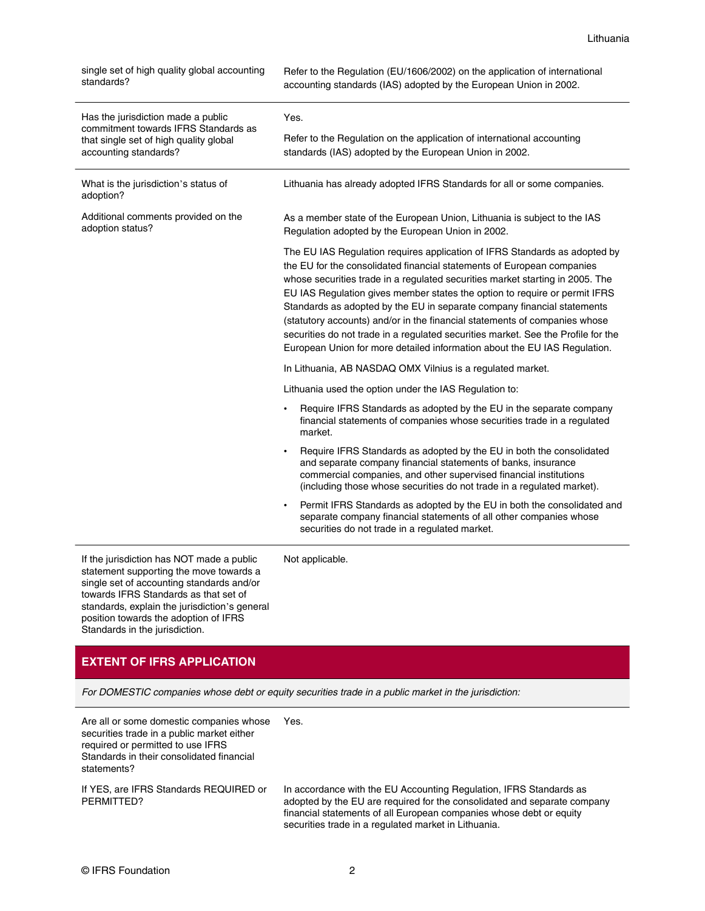| | |
|---|---|
| single set of high quality global accounting standards? | Refer to the Regulation (EU/1606/2002) on the application of international accounting standards (IAS) adopted by the European Union in 2002. |
| Has the jurisdiction made a public commitment towards IFRS Standards as that single set of high quality global accounting standards? | Yes.<br><br>Refer to the Regulation on the application of international accounting standards (IAS) adopted by the European Union in 2002. |
| What is the jurisdiction's status of adoption? | Lithuania has already adopted IFRS Standards for all or some companies. |
| Additional comments provided on the adoption status? | As a member state of the European Union, Lithuania is subject to the IAS Regulation adopted by the European Union in 2002.<br><br>The EU IAS Regulation requires application of IFRS Standards as adopted by the EU for the consolidated financial statements of European companies whose securities trade in a regulated securities market starting in 2005. The EU IAS Regulation gives member states the option to require or permit IFRS Standards as adopted by the EU in separate company financial statements (statutory accounts) and/or in the financial statements of companies whose securities do not trade in a regulated securities market. See the Profile for the European Union for more detailed information about the EU IAS Regulation.<br><br>In Lithuania, AB NASDAQ OMX Vilnius is a regulated market.<br><br>Lithuania used the option under the IAS Regulation to:<br><br>• Require IFRS Standards as adopted by the EU in the separate company financial statements of companies whose securities trade in a regulated market.<br><br>• Require IFRS Standards as adopted by the EU in both the consolidated and separate company financial statements of banks, insurance commercial companies, and other supervised financial institutions (including those whose securities do not trade in a regulated market).<br><br>• Permit IFRS Standards as adopted by the EU in both the consolidated and separate company financial statements of all other companies whose securities do not trade in a regulated market. |
| If the jurisdiction has NOT made a public statement supporting the move towards a single set of accounting standards and/or towards IFRS Standards as that set of standards, explain the jurisdiction's general position towards the adoption of IFRS Standards in the jurisdiction. | Not applicable. |

## EXTENT OF IFRS APPLICATION

*For DOMESTIC companies whose debt or equity securities trade in a public market in the jurisdiction:*

| | |
|---|---|
| Are all or some domestic companies whose securities trade in a public market either required or permitted to use IFRS Standards in their consolidated financial statements? | Yes. |
| If YES, are IFRS Standards REQUIRED or PERMITTED? | In accordance with the EU Accounting Regulation, IFRS Standards as adopted by the EU are required for the consolidated and separate company financial statements of all European companies whose debt or equity securities trade in a regulated market in Lithuania. |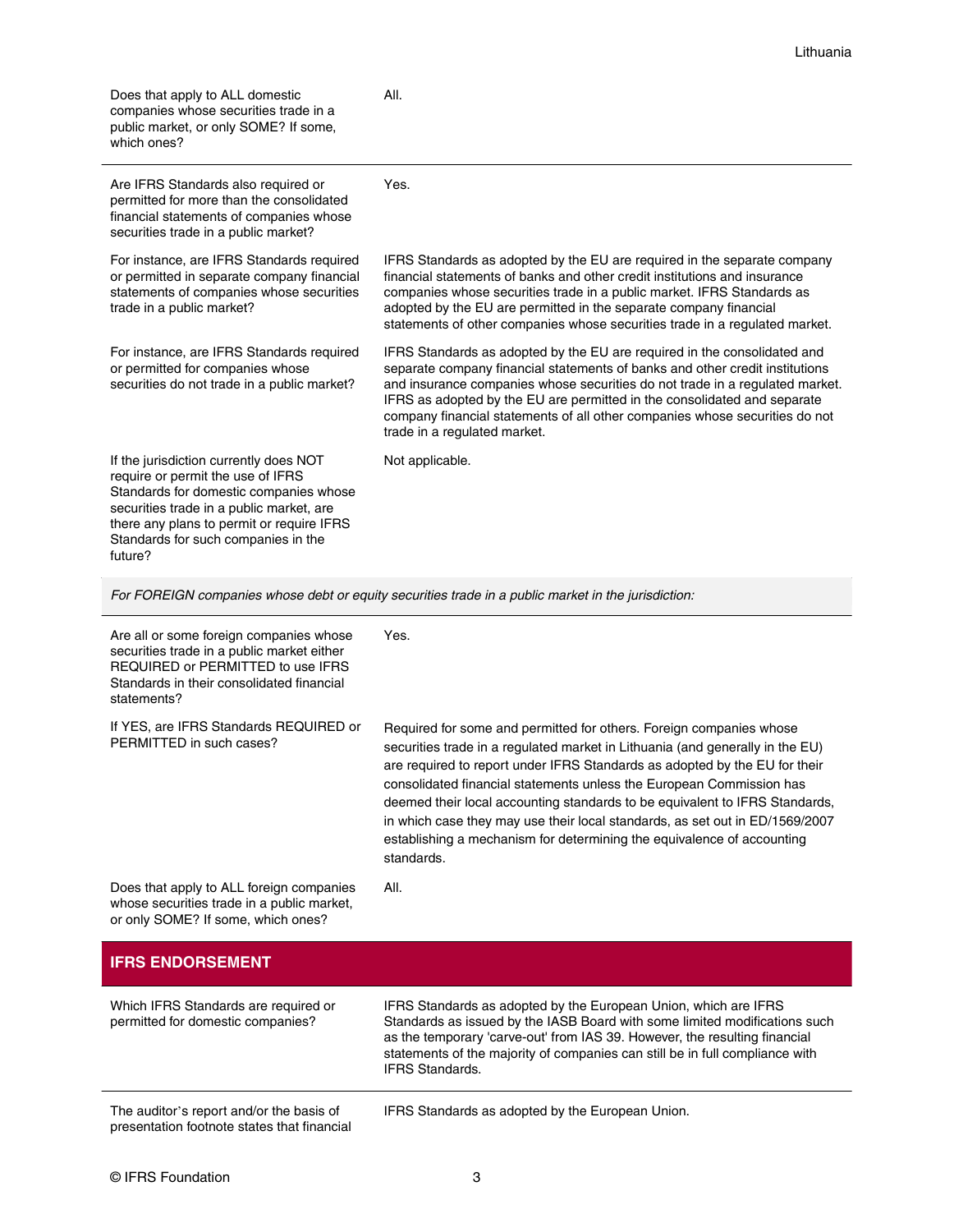| | |
|---|---|
| Does that apply to ALL domestic companies whose securities trade in a public market, or only SOME? If some, which ones? | All. |
| Are IFRS Standards also required or permitted for more than the consolidated financial statements of companies whose securities trade in a public market? | Yes. |
| For instance, are IFRS Standards required or permitted in separate company financial statements of companies whose securities trade in a public market? | IFRS Standards as adopted by the EU are required in the separate company financial statements of banks and other credit institutions and insurance companies whose securities trade in a public market. IFRS Standards as adopted by the EU are permitted in the separate company financial statements of other companies whose securities trade in a regulated market. |
| For instance, are IFRS Standards required or permitted for companies whose securities do not trade in a public market? | IFRS Standards as adopted by the EU are required in the consolidated and separate company financial statements of banks and other credit institutions and insurance companies whose securities do not trade in a regulated market. IFRS as adopted by the EU are permitted in the consolidated and separate company financial statements of all other companies whose securities do not trade in a regulated market. |
| If the jurisdiction currently does NOT require or permit the use of IFRS Standards for domestic companies whose securities trade in a public market, are there any plans to permit or require IFRS Standards for such companies in the future? | Not applicable. |

*For FOREIGN companies whose debt or equity securities trade in a public market in the jurisdiction:*

| | |
|---|---|
| Are all or some foreign companies whose securities trade in a public market either REQUIRED or PERMITTED to use IFRS Standards in their consolidated financial statements? | Yes. |
| If YES, are IFRS Standards REQUIRED or PERMITTED in such cases? | Required for some and permitted for others. Foreign companies whose securities trade in a regulated market in Lithuania (and generally in the EU) are required to report under IFRS Standards as adopted by the EU for their consolidated financial statements unless the European Commission has deemed their local accounting standards to be equivalent to IFRS Standards, in which case they may use their local standards, as set out in ED/1569/2007 establishing a mechanism for determining the equivalence of accounting standards. |
| Does that apply to ALL foreign companies whose securities trade in a public market, or only SOME? If some, which ones? | All. |

## IFRS ENDORSEMENT

| | |
|---|---|
| Which IFRS Standards are required or permitted for domestic companies? | IFRS Standards as adopted by the European Union, which are IFRS Standards as issued by the IASB Board with some limited modifications such as the temporary 'carve-out' from IAS 39. However, the resulting financial statements of the majority of companies can still be in full compliance with IFRS Standards. |
| The auditor's report and/or the basis of presentation footnote states that financial | IFRS Standards as adopted by the European Union. |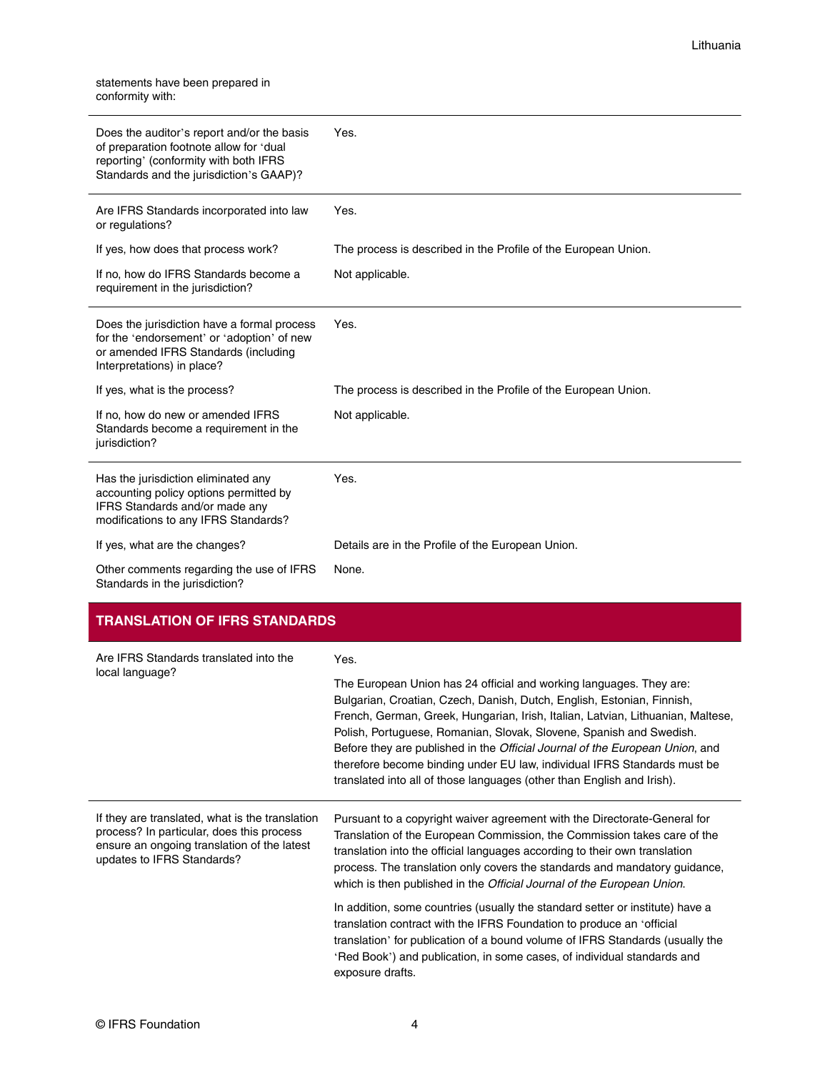| | |
|---|---|
| statements have been prepared in conformity with: | |
| Does the auditor's report and/or the basis of preparation footnote allow for 'dual reporting' (conformity with both IFRS Standards and the jurisdiction's GAAP)? | Yes. |
| Are IFRS Standards incorporated into law or regulations? | Yes. |
| If yes, how does that process work? | The process is described in the Profile of the European Union. |
| If no, how do IFRS Standards become a requirement in the jurisdiction? | Not applicable. |
| Does the jurisdiction have a formal process for the 'endorsement' or 'adoption' of new or amended IFRS Standards (including Interpretations) in place? | Yes. |
| If yes, what is the process? | The process is described in the Profile of the European Union. |
| If no, how do new or amended IFRS Standards become a requirement in the jurisdiction? | Not applicable. |
| Has the jurisdiction eliminated any accounting policy options permitted by IFRS Standards and/or made any modifications to any IFRS Standards? | Yes. |
| If yes, what are the changes? | Details are in the Profile of the European Union. |
| Other comments regarding the use of IFRS Standards in the jurisdiction? | None. |

## TRANSLATION OF IFRS STANDARDS

| | |
|---|---|
| Are IFRS Standards translated into the local language? | Yes.<br><br>The European Union has 24 official and working languages. They are: Bulgarian, Croatian, Czech, Danish, Dutch, English, Estonian, Finnish, French, German, Greek, Hungarian, Irish, Italian, Latvian, Lithuanian, Maltese, Polish, Portuguese, Romanian, Slovak, Slovene, Spanish and Swedish. Before they are published in the *Official Journal of the European Union*, and therefore become binding under EU law, individual IFRS Standards must be translated into all of those languages (other than English and Irish). |
| If they are translated, what is the translation process? In particular, does this process ensure an ongoing translation of the latest updates to IFRS Standards? | Pursuant to a copyright waiver agreement with the Directorate-General for Translation of the European Commission, the Commission takes care of the translation into the official languages according to their own translation process. The translation only covers the standards and mandatory guidance, which is then published in the *Official Journal of the European Union.*<br><br>In addition, some countries (usually the standard setter or institute) have a translation contract with the IFRS Foundation to produce an 'official translation' for publication of a bound volume of IFRS Standards (usually the 'Red Book') and publication, in some cases, of individual standards and exposure drafts. |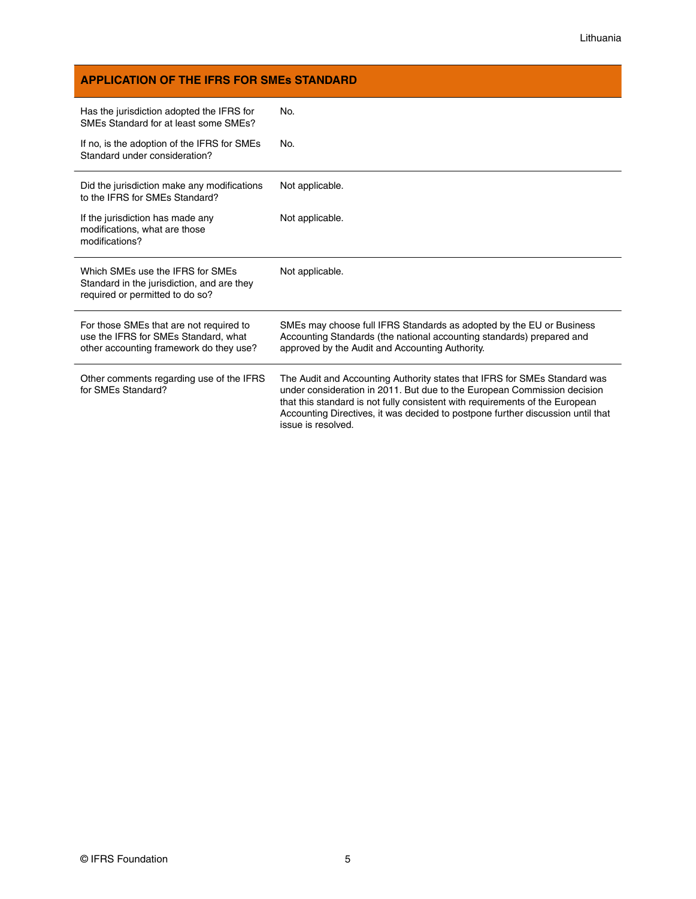## APPLICATION OF THE IFRS FOR SMEs STANDARD

| | |
|---|---|
| Has the jurisdiction adopted the IFRS for SMEs Standard for at least some SMEs? | No. |
| If no, is the adoption of the IFRS for SMEs Standard under consideration? | No. |
| Did the jurisdiction make any modifications to the IFRS for SMEs Standard? | Not applicable. |
| If the jurisdiction has made any modifications, what are those modifications? | Not applicable. |
| Which SMEs use the IFRS for SMEs Standard in the jurisdiction, and are they required or permitted to do so? | Not applicable. |
| For those SMEs that are not required to use the IFRS for SMEs Standard, what other accounting framework do they use? | SMEs may choose full IFRS Standards as adopted by the EU or Business Accounting Standards (the national accounting standards) prepared and approved by the Audit and Accounting Authority. |
| Other comments regarding use of the IFRS for SMEs Standard? | The Audit and Accounting Authority states that IFRS for SMEs Standard was under consideration in 2011. But due to the European Commission decision that this standard is not fully consistent with requirements of the European Accounting Directives, it was decided to postpone further discussion until that issue is resolved. |